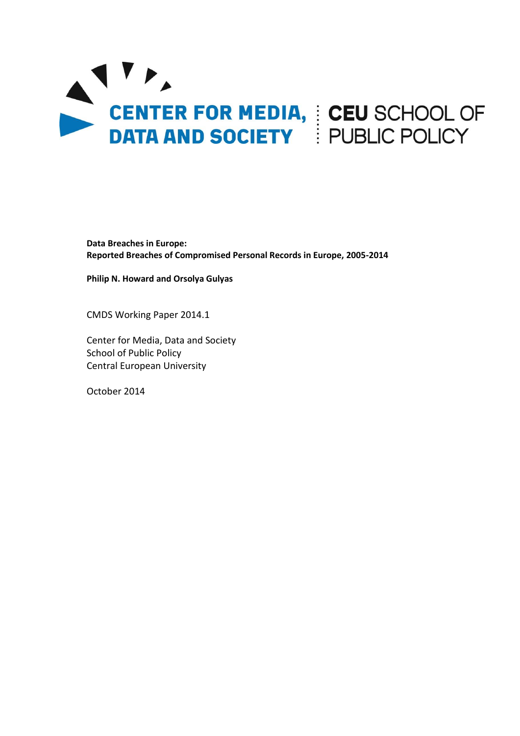CENTER FOR MEDIA, DATA AND SOCIETY

CEU SCHOOL OF PUBLIC POLICY

**Data Breaches in Europe:**
**Reported Breaches of Compromised Personal Records in Europe, 2005-2014**

**Philip N. Howard and Orsolya Gulyas**

CMDS Working Paper 2014.1

Center for Media, Data and Society
School of Public Policy
Central European University

October 2014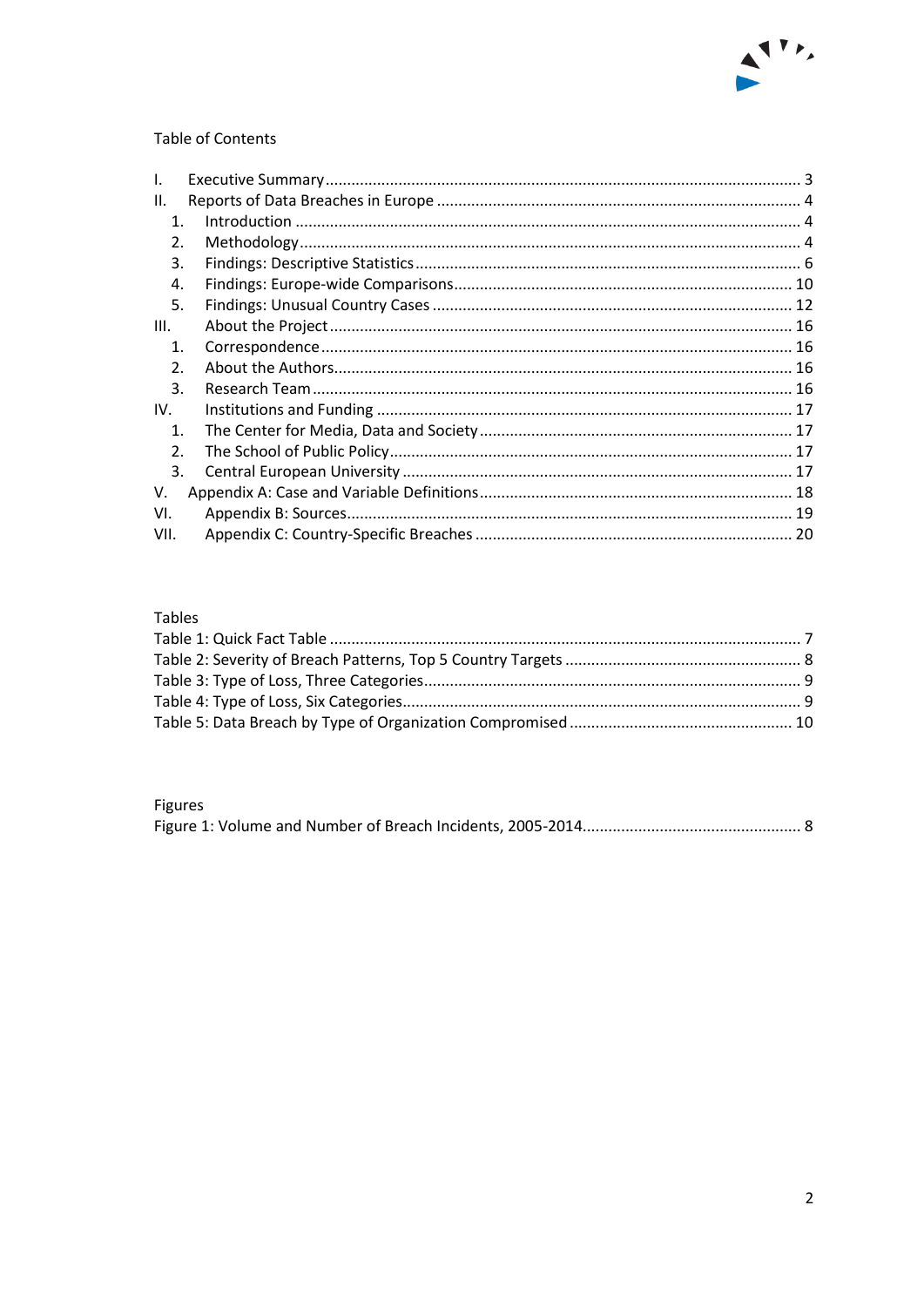Table of Contents

I. Executive Summary ... 3
II. Reports of Data Breaches in Europe ... 4
  1. Introduction ... 4
  2. Methodology ... 4
  3. Findings: Descriptive Statistics ... 6
  4. Findings: Europe-wide Comparisons ... 10
  5. Findings: Unusual Country Cases ... 12
III. About the Project ... 16
  1. Correspondence ... 16
  2. About the Authors ... 16
  3. Research Team ... 16
IV. Institutions and Funding ... 17
  1. The Center for Media, Data and Society ... 17
  2. The School of Public Policy ... 17
  3. Central European University ... 17
V. Appendix A: Case and Variable Definitions ... 18
VI. Appendix B: Sources ... 19
VII. Appendix C: Country-Specific Breaches ... 20

Tables

Table 1: Quick Fact Table ... 7
Table 2: Severity of Breach Patterns, Top 5 Country Targets ... 8
Table 3: Type of Loss, Three Categories ... 9
Table 4: Type of Loss, Six Categories ... 9
Table 5: Data Breach by Type of Organization Compromised ... 10

Figures

Figure 1: Volume and Number of Breach Incidents, 2005-2014 ... 8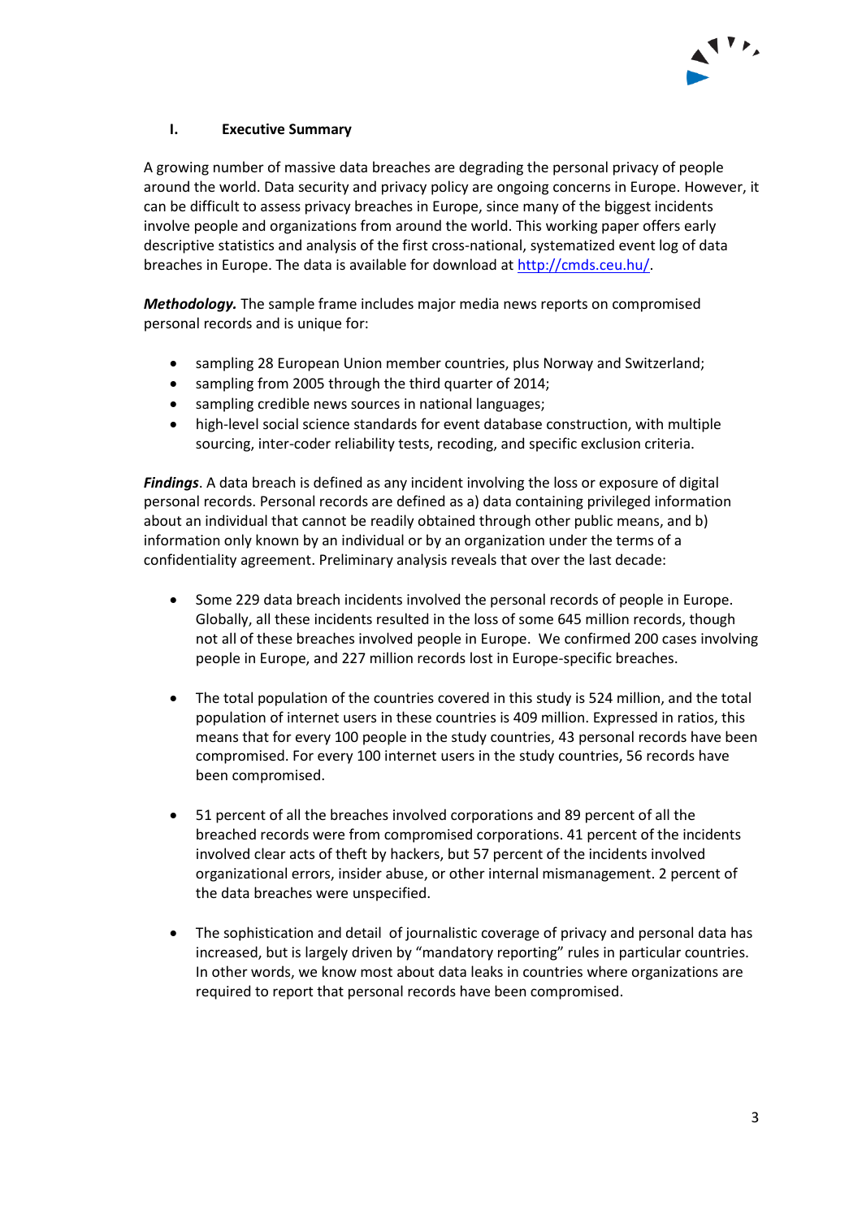## I. Executive Summary

A growing number of massive data breaches are degrading the personal privacy of people around the world. Data security and privacy policy are ongoing concerns in Europe. However, it can be difficult to assess privacy breaches in Europe, since many of the biggest incidents involve people and organizations from around the world. This working paper offers early descriptive statistics and analysis of the first cross-national, systematized event log of data breaches in Europe. The data is available for download at http://cmds.ceu.hu/.

***Methodology.*** The sample frame includes major media news reports on compromised personal records and is unique for:

- sampling 28 European Union member countries, plus Norway and Switzerland;
- sampling from 2005 through the third quarter of 2014;
- sampling credible news sources in national languages;
- high-level social science standards for event database construction, with multiple sourcing, inter-coder reliability tests, recoding, and specific exclusion criteria.

***Findings***. A data breach is defined as any incident involving the loss or exposure of digital personal records. Personal records are defined as a) data containing privileged information about an individual that cannot be readily obtained through other public means, and b) information only known by an individual or by an organization under the terms of a confidentiality agreement. Preliminary analysis reveals that over the last decade:

- Some 229 data breach incidents involved the personal records of people in Europe. Globally, all these incidents resulted in the loss of some 645 million records, though not all of these breaches involved people in Europe. We confirmed 200 cases involving people in Europe, and 227 million records lost in Europe-specific breaches.

- The total population of the countries covered in this study is 524 million, and the total population of internet users in these countries is 409 million. Expressed in ratios, this means that for every 100 people in the study countries, 43 personal records have been compromised. For every 100 internet users in the study countries, 56 records have been compromised.

- 51 percent of all the breaches involved corporations and 89 percent of all the breached records were from compromised corporations. 41 percent of the incidents involved clear acts of theft by hackers, but 57 percent of the incidents involved organizational errors, insider abuse, or other internal mismanagement. 2 percent of the data breaches were unspecified.

- The sophistication and detail of journalistic coverage of privacy and personal data has increased, but is largely driven by "mandatory reporting" rules in particular countries. In other words, we know most about data leaks in countries where organizations are required to report that personal records have been compromised.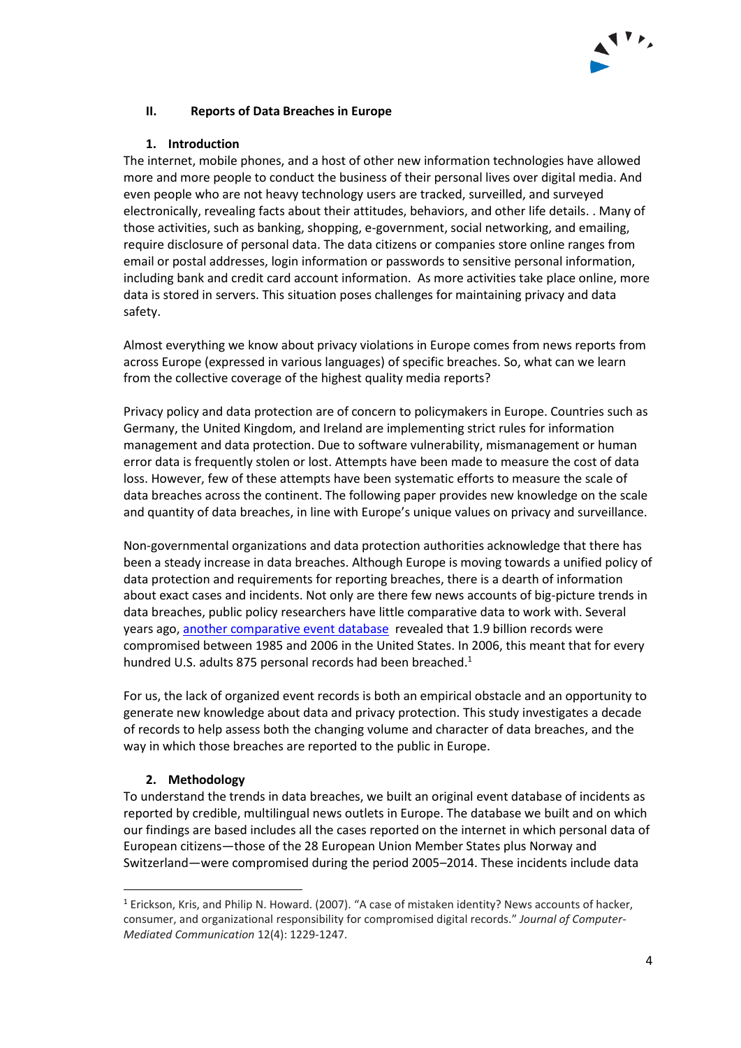## II. Reports of Data Breaches in Europe

### 1. Introduction

The internet, mobile phones, and a host of other new information technologies have allowed more and more people to conduct the business of their personal lives over digital media. And even people who are not heavy technology users are tracked, surveilled, and surveyed electronically, revealing facts about their attitudes, behaviors, and other life details. . Many of those activities, such as banking, shopping, e-government, social networking, and emailing, require disclosure of personal data. The data citizens or companies store online ranges from email or postal addresses, login information or passwords to sensitive personal information, including bank and credit card account information. As more activities take place online, more data is stored in servers. This situation poses challenges for maintaining privacy and data safety.

Almost everything we know about privacy violations in Europe comes from news reports from across Europe (expressed in various languages) of specific breaches. So, what can we learn from the collective coverage of the highest quality media reports?

Privacy policy and data protection are of concern to policymakers in Europe. Countries such as Germany, the United Kingdom, and Ireland are implementing strict rules for information management and data protection. Due to software vulnerability, mismanagement or human error data is frequently stolen or lost. Attempts have been made to measure the cost of data loss. However, few of these attempts have been systematic efforts to measure the scale of data breaches across the continent. The following paper provides new knowledge on the scale and quantity of data breaches, in line with Europe's unique values on privacy and surveillance.

Non-governmental organizations and data protection authorities acknowledge that there has been a steady increase in data breaches. Although Europe is moving towards a unified policy of data protection and requirements for reporting breaches, there is a dearth of information about exact cases and incidents. Not only are there few news accounts of big-picture trends in data breaches, public policy researchers have little comparative data to work with. Several years ago, another comparative event database revealed that 1.9 billion records were compromised between 1985 and 2006 in the United States. In 2006, this meant that for every hundred U.S. adults 875 personal records had been breached.[1]

For us, the lack of organized event records is both an empirical obstacle and an opportunity to generate new knowledge about data and privacy protection. This study investigates a decade of records to help assess both the changing volume and character of data breaches, and the way in which those breaches are reported to the public in Europe.

### 2. Methodology

To understand the trends in data breaches, we built an original event database of incidents as reported by credible, multilingual news outlets in Europe. The database we built and on which our findings are based includes all the cases reported on the internet in which personal data of European citizens—those of the 28 European Union Member States plus Norway and Switzerland—were compromised during the period 2005–2014. These incidents include data

[1] Erickson, Kris, and Philip N. Howard. (2007). "A case of mistaken identity? News accounts of hacker, consumer, and organizational responsibility for compromised digital records." *Journal of Computer-Mediated Communication* 12(4): 1229-1247.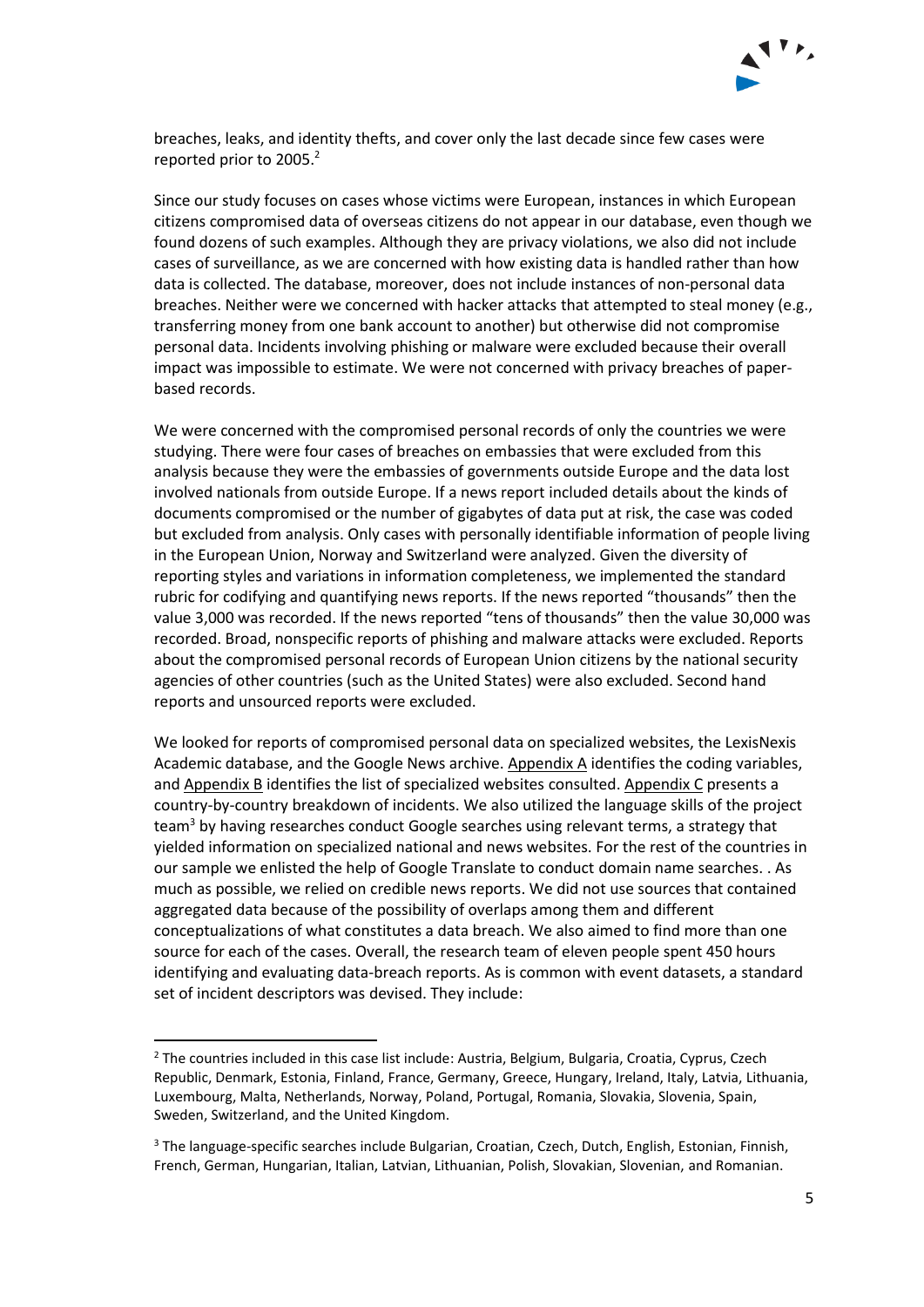breaches, leaks, and identity thefts, and cover only the last decade since few cases were reported prior to 2005.[2]

Since our study focuses on cases whose victims were European, instances in which European citizens compromised data of overseas citizens do not appear in our database, even though we found dozens of such examples. Although they are privacy violations, we also did not include cases of surveillance, as we are concerned with how existing data is handled rather than how data is collected. The database, moreover, does not include instances of non-personal data breaches. Neither were we concerned with hacker attacks that attempted to steal money (e.g., transferring money from one bank account to another) but otherwise did not compromise personal data. Incidents involving phishing or malware were excluded because their overall impact was impossible to estimate. We were not concerned with privacy breaches of paper-based records.

We were concerned with the compromised personal records of only the countries we were studying. There were four cases of breaches on embassies that were excluded from this analysis because they were the embassies of governments outside Europe and the data lost involved nationals from outside Europe. If a news report included details about the kinds of documents compromised or the number of gigabytes of data put at risk, the case was coded but excluded from analysis. Only cases with personally identifiable information of people living in the European Union, Norway and Switzerland were analyzed. Given the diversity of reporting styles and variations in information completeness, we implemented the standard rubric for codifying and quantifying news reports. If the news reported "thousands" then the value 3,000 was recorded. If the news reported "tens of thousands" then the value 30,000 was recorded. Broad, nonspecific reports of phishing and malware attacks were excluded. Reports about the compromised personal records of European Union citizens by the national security agencies of other countries (such as the United States) were also excluded. Second hand reports and unsourced reports were excluded.

We looked for reports of compromised personal data on specialized websites, the LexisNexis Academic database, and the Google News archive. Appendix A identifies the coding variables, and Appendix B identifies the list of specialized websites consulted. Appendix C presents a country-by-country breakdown of incidents. We also utilized the language skills of the project team[3] by having researches conduct Google searches using relevant terms, a strategy that yielded information on specialized national and news websites. For the rest of the countries in our sample we enlisted the help of Google Translate to conduct domain name searches. . As much as possible, we relied on credible news reports. We did not use sources that contained aggregated data because of the possibility of overlaps among them and different conceptualizations of what constitutes a data breach. We also aimed to find more than one source for each of the cases. Overall, the research team of eleven people spent 450 hours identifying and evaluating data-breach reports. As is common with event datasets, a standard set of incident descriptors was devised. They include:

---

[2] The countries included in this case list include: Austria, Belgium, Bulgaria, Croatia, Cyprus, Czech Republic, Denmark, Estonia, Finland, France, Germany, Greece, Hungary, Ireland, Italy, Latvia, Lithuania, Luxembourg, Malta, Netherlands, Norway, Poland, Portugal, Romania, Slovakia, Slovenia, Spain, Sweden, Switzerland, and the United Kingdom.

[3] The language-specific searches include Bulgarian, Croatian, Czech, Dutch, English, Estonian, Finnish, French, German, Hungarian, Italian, Latvian, Lithuanian, Polish, Slovakian, Slovenian, and Romanian.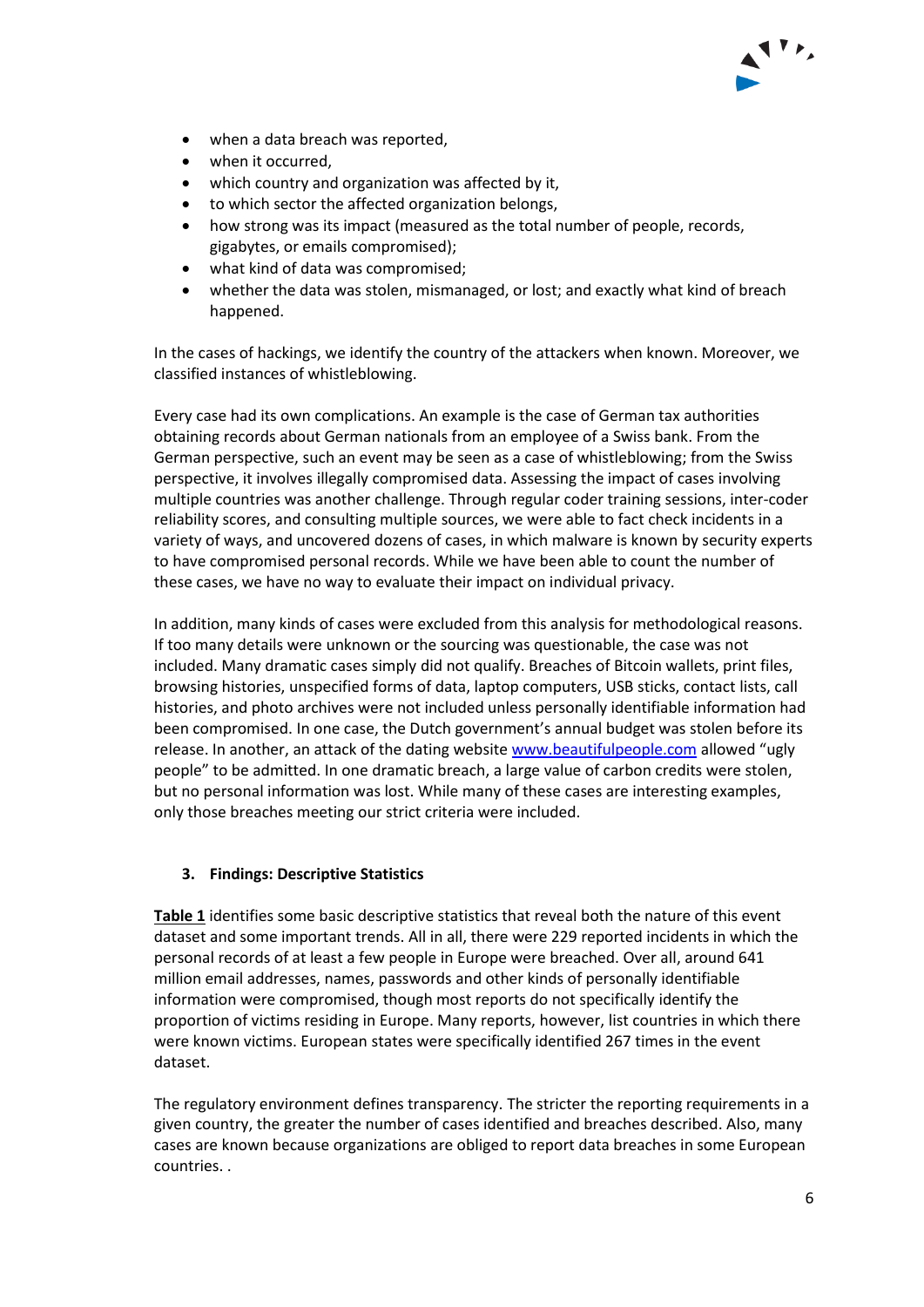- when a data breach was reported,
- when it occurred,
- which country and organization was affected by it,
- to which sector the affected organization belongs,
- how strong was its impact (measured as the total number of people, records, gigabytes, or emails compromised);
- what kind of data was compromised;
- whether the data was stolen, mismanaged, or lost; and exactly what kind of breach happened.

In the cases of hackings, we identify the country of the attackers when known. Moreover, we classified instances of whistleblowing.

Every case had its own complications. An example is the case of German tax authorities obtaining records about German nationals from an employee of a Swiss bank. From the German perspective, such an event may be seen as a case of whistleblowing; from the Swiss perspective, it involves illegally compromised data. Assessing the impact of cases involving multiple countries was another challenge. Through regular coder training sessions, inter-coder reliability scores, and consulting multiple sources, we were able to fact check incidents in a variety of ways, and uncovered dozens of cases, in which malware is known by security experts to have compromised personal records. While we have been able to count the number of these cases, we have no way to evaluate their impact on individual privacy.

In addition, many kinds of cases were excluded from this analysis for methodological reasons. If too many details were unknown or the sourcing was questionable, the case was not included. Many dramatic cases simply did not qualify. Breaches of Bitcoin wallets, print files, browsing histories, unspecified forms of data, laptop computers, USB sticks, contact lists, call histories, and photo archives were not included unless personally identifiable information had been compromised. In one case, the Dutch government's annual budget was stolen before its release. In another, an attack of the dating website www.beautifulpeople.com allowed "ugly people" to be admitted. In one dramatic breach, a large value of carbon credits were stolen, but no personal information was lost. While many of these cases are interesting examples, only those breaches meeting our strict criteria were included.

## 3. Findings: Descriptive Statistics

**Table 1** identifies some basic descriptive statistics that reveal both the nature of this event dataset and some important trends. All in all, there were 229 reported incidents in which the personal records of at least a few people in Europe were breached. Over all, around 641 million email addresses, names, passwords and other kinds of personally identifiable information were compromised, though most reports do not specifically identify the proportion of victims residing in Europe. Many reports, however, list countries in which there were known victims. European states were specifically identified 267 times in the event dataset.

The regulatory environment defines transparency. The stricter the reporting requirements in a given country, the greater the number of cases identified and breaches described. Also, many cases are known because organizations are obliged to report data breaches in some European countries. .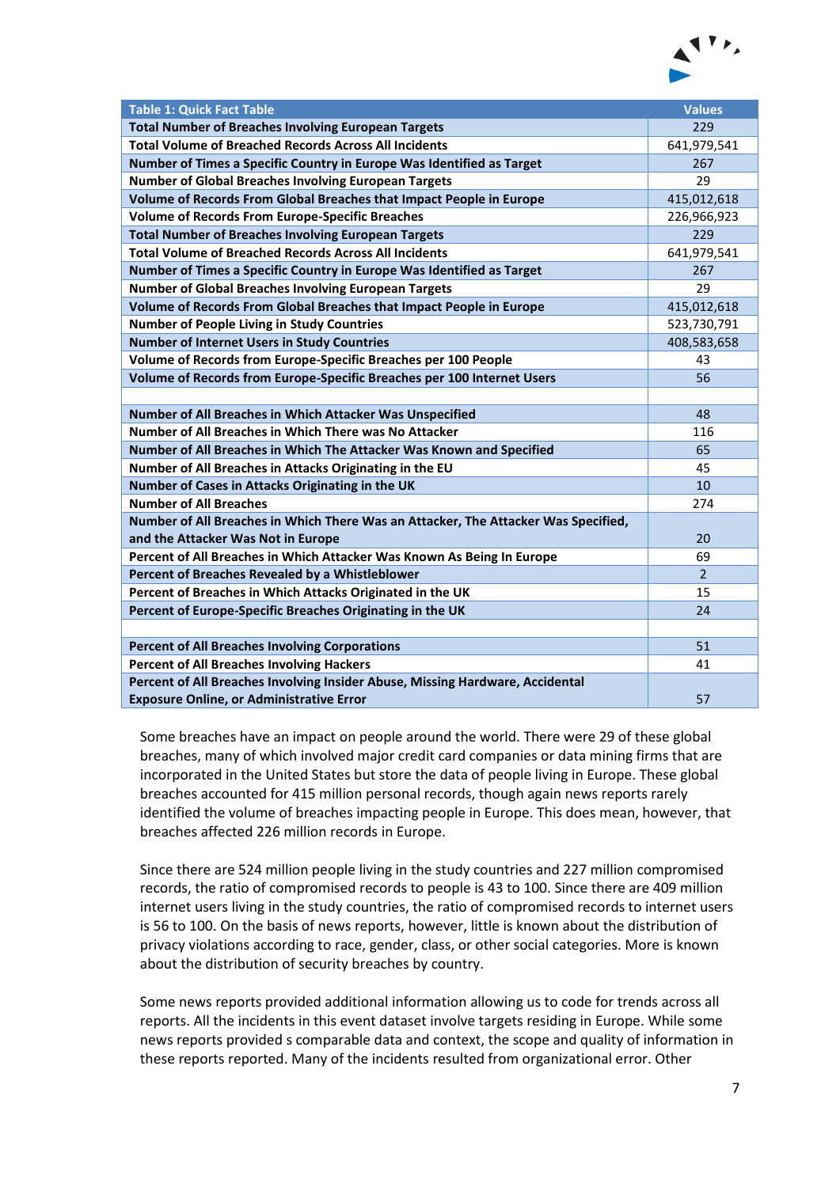| Table 1: Quick Fact Table | Values |
|---|---|
| **Total Number of Breaches Involving European Targets** | 229 |
| **Total Volume of Breached Records Across All Incidents** | 641,979,541 |
| **Number of Times a Specific Country in Europe Was Identified as Target** | 267 |
| **Number of Global Breaches Involving European Targets** | 29 |
| **Volume of Records From Global Breaches that Impact People in Europe** | 415,012,618 |
| **Volume of Records From Europe-Specific Breaches** | 226,966,923 |
| **Total Number of Breaches Involving European Targets** | 229 |
| **Total Volume of Breached Records Across All Incidents** | 641,979,541 |
| **Number of Times a Specific Country in Europe Was Identified as Target** | 267 |
| **Number of Global Breaches Involving European Targets** | 29 |
| **Volume of Records From Global Breaches that Impact People in Europe** | 415,012,618 |
| **Number of People Living in Study Countries** | 523,730,791 |
| **Number of Internet Users in Study Countries** | 408,583,658 |
| **Volume of Records from Europe-Specific Breaches per 100 People** | 43 |
| **Volume of Records from Europe-Specific Breaches per 100 Internet Users** | 56 |
| | |
| **Number of All Breaches in Which Attacker Was Unspecified** | 48 |
| **Number of All Breaches in Which There was No Attacker** | 116 |
| **Number of All Breaches in Which The Attacker Was Known and Specified** | 65 |
| **Number of All Breaches in Attacks Originating in the EU** | 45 |
| **Number of Cases in Attacks Originating in the UK** | 10 |
| **Number of All Breaches** | 274 |
| **Number of All Breaches in Which There Was an Attacker, The Attacker Was Specified, and the Attacker Was Not in Europe** | 20 |
| **Percent of All Breaches in Which Attacker Was Known As Being In Europe** | 69 |
| **Percent of Breaches Revealed by a Whistleblower** | 2 |
| **Percent of Breaches in Which Attacks Originated in the UK** | 15 |
| **Percent of Europe-Specific Breaches Originating in the UK** | 24 |
| | |
| **Percent of All Breaches Involving Corporations** | 51 |
| **Percent of All Breaches Involving Hackers** | 41 |
| **Percent of All Breaches Involving Insider Abuse, Missing Hardware, Accidental Exposure Online, or Administrative Error** | 57 |

Some breaches have an impact on people around the world. There were 29 of these global breaches, many of which involved major credit card companies or data mining firms that are incorporated in the United States but store the data of people living in Europe. These global breaches accounted for 415 million personal records, though again news reports rarely identified the volume of breaches impacting people in Europe. This does mean, however, that breaches affected 226 million records in Europe.

Since there are 524 million people living in the study countries and 227 million compromised records, the ratio of compromised records to people is 43 to 100. Since there are 409 million internet users living in the study countries, the ratio of compromised records to internet users is 56 to 100. On the basis of news reports, however, little is known about the distribution of privacy violations according to race, gender, class, or other social categories. More is known about the distribution of security breaches by country.

Some news reports provided additional information allowing us to code for trends across all reports. All the incidents in this event dataset involve targets residing in Europe. While some news reports provided s comparable data and context, the scope and quality of information in these reports reported. Many of the incidents resulted from organizational error. Other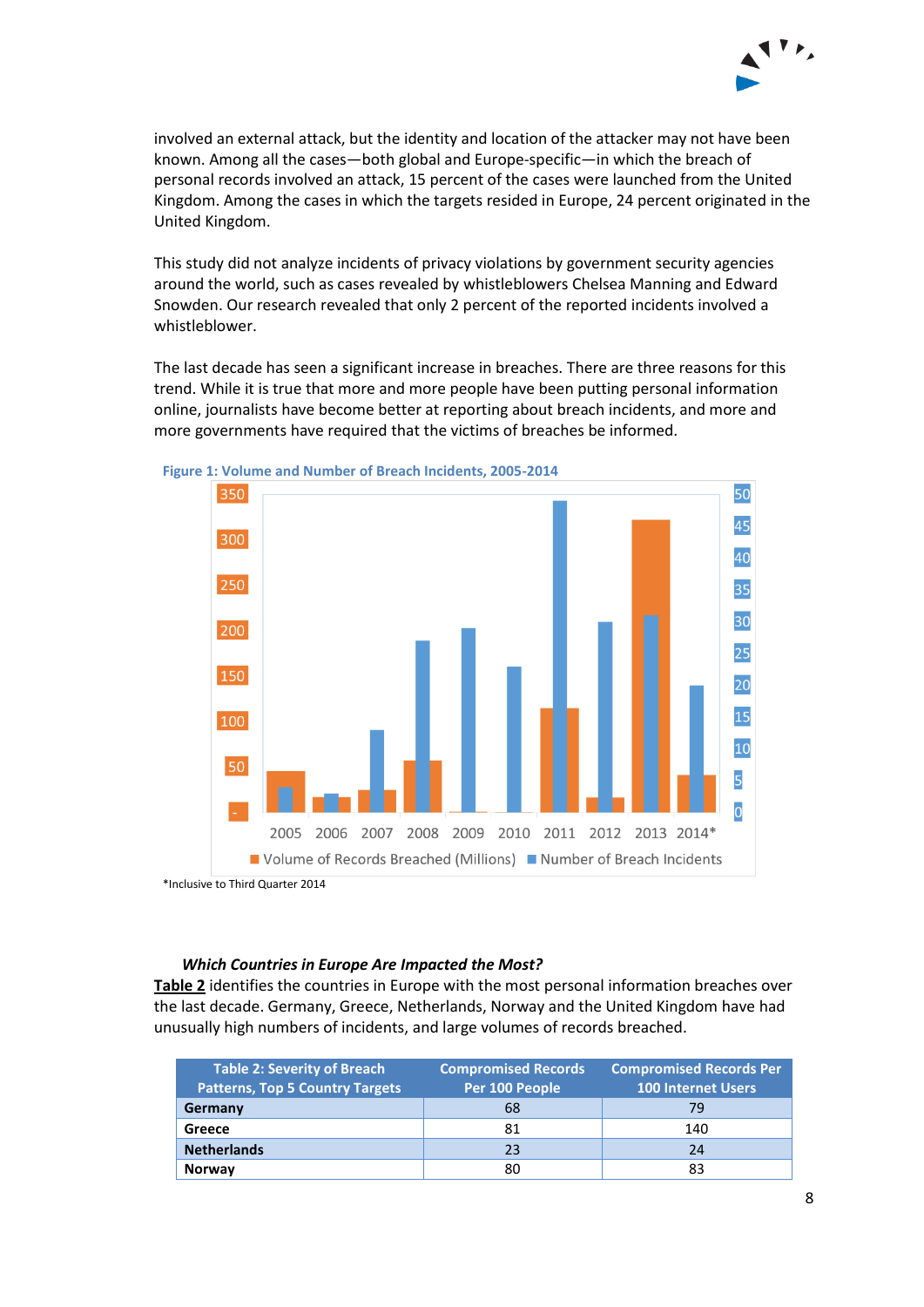involved an external attack, but the identity and location of the attacker may not have been known. Among all the cases—both global and Europe-specific—in which the breach of personal records involved an attack, 15 percent of the cases were launched from the United Kingdom. Among the cases in which the targets resided in Europe, 24 percent originated in the United Kingdom.

This study did not analyze incidents of privacy violations by government security agencies around the world, such as cases revealed by whistleblowers Chelsea Manning and Edward Snowden. Our research revealed that only 2 percent of the reported incidents involved a whistleblower.

The last decade has seen a significant increase in breaches. There are three reasons for this trend. While it is true that more and more people have been putting personal information online, journalists have become better at reporting about breach incidents, and more and more governments have required that the victims of breaches be informed.

**Figure 1: Volume and Number of Breach Incidents, 2005-2014**

*Inclusive to Third Quarter 2014

***Which Countries in Europe Are Impacted the Most?***

**Table 2** identifies the countries in Europe with the most personal information breaches over the last decade. Germany, Greece, Netherlands, Norway and the United Kingdom have had unusually high numbers of incidents, and large volumes of records breached.

| Table 2: Severity of Breach Patterns, Top 5 Country Targets | Compromised Records Per 100 People | Compromised Records Per 100 Internet Users |
|---|---|---|
| **Germany** | 68 | 79 |
| **Greece** | 81 | 140 |
| **Netherlands** | 23 | 24 |
| **Norway** | 80 | 83 |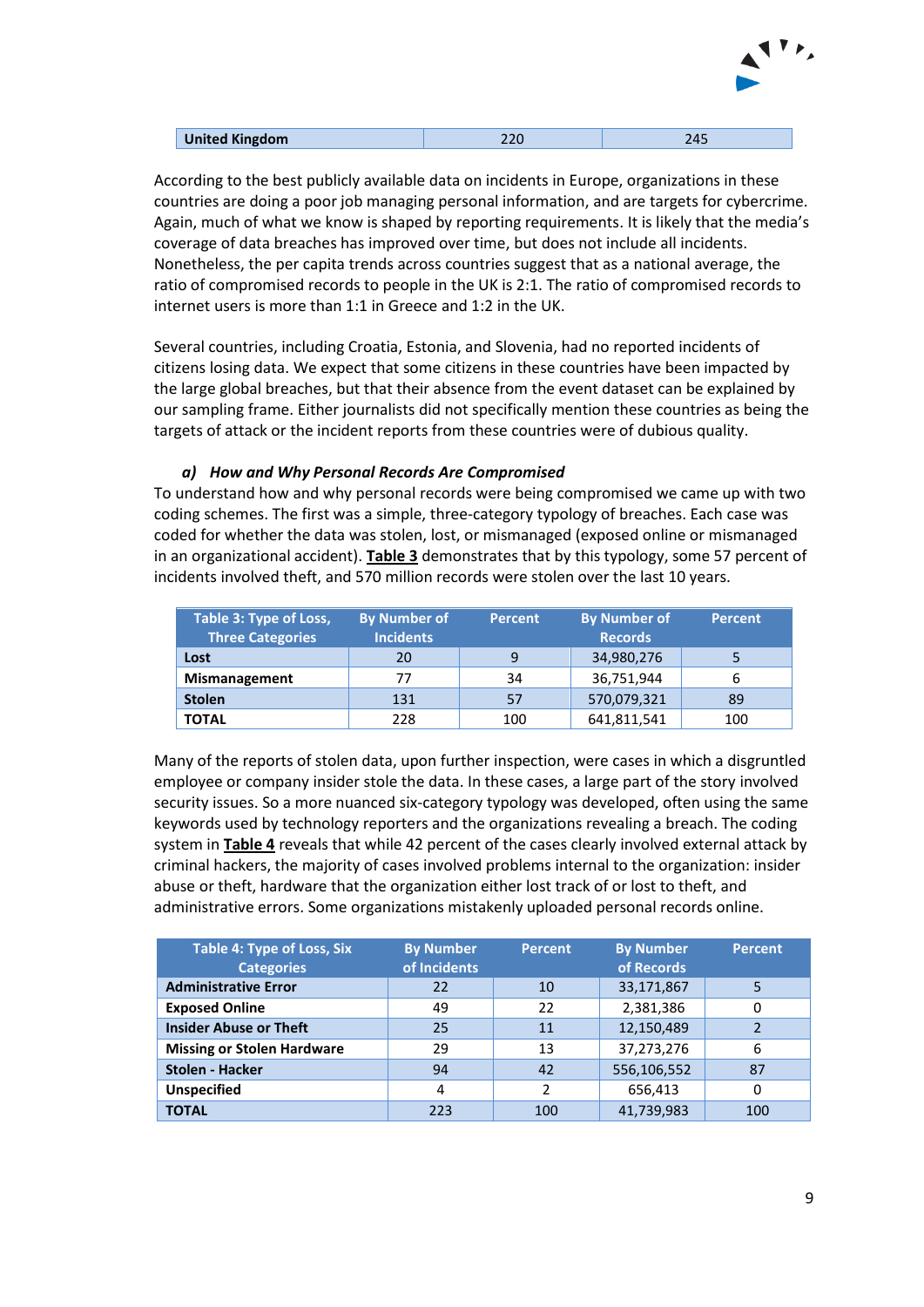| United Kingdom | 220 | 245 |
|---|---|---|

According to the best publicly available data on incidents in Europe, organizations in these countries are doing a poor job managing personal information, and are targets for cybercrime. Again, much of what we know is shaped by reporting requirements. It is likely that the media's coverage of data breaches has improved over time, but does not include all incidents. Nonetheless, the per capita trends across countries suggest that as a national average, the ratio of compromised records to people in the UK is 2:1. The ratio of compromised records to internet users is more than 1:1 in Greece and 1:2 in the UK.

Several countries, including Croatia, Estonia, and Slovenia, had no reported incidents of citizens losing data. We expect that some citizens in these countries have been impacted by the large global breaches, but that their absence from the event dataset can be explained by our sampling frame. Either journalists did not specifically mention these countries as being the targets of attack or the incident reports from these countries were of dubious quality.

### *a) How and Why Personal Records Are Compromised*

To understand how and why personal records were being compromised we came up with two coding schemes. The first was a simple, three-category typology of breaches. Each case was coded for whether the data was stolen, lost, or mismanaged (exposed online or mismanaged in an organizational accident). **Table 3** demonstrates that by this typology, some 57 percent of incidents involved theft, and 570 million records were stolen over the last 10 years.

| Table 3: Type of Loss, Three Categories | By Number of Incidents | Percent | By Number of Records | Percent |
|---|---|---|---|---|
| **Lost** | 20 | 9 | 34,980,276 | 5 |
| **Mismanagement** | 77 | 34 | 36,751,944 | 6 |
| **Stolen** | 131 | 57 | 570,079,321 | 89 |
| **TOTAL** | 228 | 100 | 641,811,541 | 100 |

Many of the reports of stolen data, upon further inspection, were cases in which a disgruntled employee or company insider stole the data. In these cases, a large part of the story involved security issues. So a more nuanced six-category typology was developed, often using the same keywords used by technology reporters and the organizations revealing a breach. The coding system in **Table 4** reveals that while 42 percent of the cases clearly involved external attack by criminal hackers, the majority of cases involved problems internal to the organization: insider abuse or theft, hardware that the organization either lost track of or lost to theft, and administrative errors. Some organizations mistakenly uploaded personal records online.

| Table 4: Type of Loss, Six Categories | By Number of Incidents | Percent | By Number of Records | Percent |
|---|---|---|---|---|
| **Administrative Error** | 22 | 10 | 33,171,867 | 5 |
| **Exposed Online** | 49 | 22 | 2,381,386 | 0 |
| **Insider Abuse or Theft** | 25 | 11 | 12,150,489 | 2 |
| **Missing or Stolen Hardware** | 29 | 13 | 37,273,276 | 6 |
| **Stolen - Hacker** | 94 | 42 | 556,106,552 | 87 |
| **Unspecified** | 4 | 2 | 656,413 | 0 |
| **TOTAL** | 223 | 100 | 41,739,983 | 100 |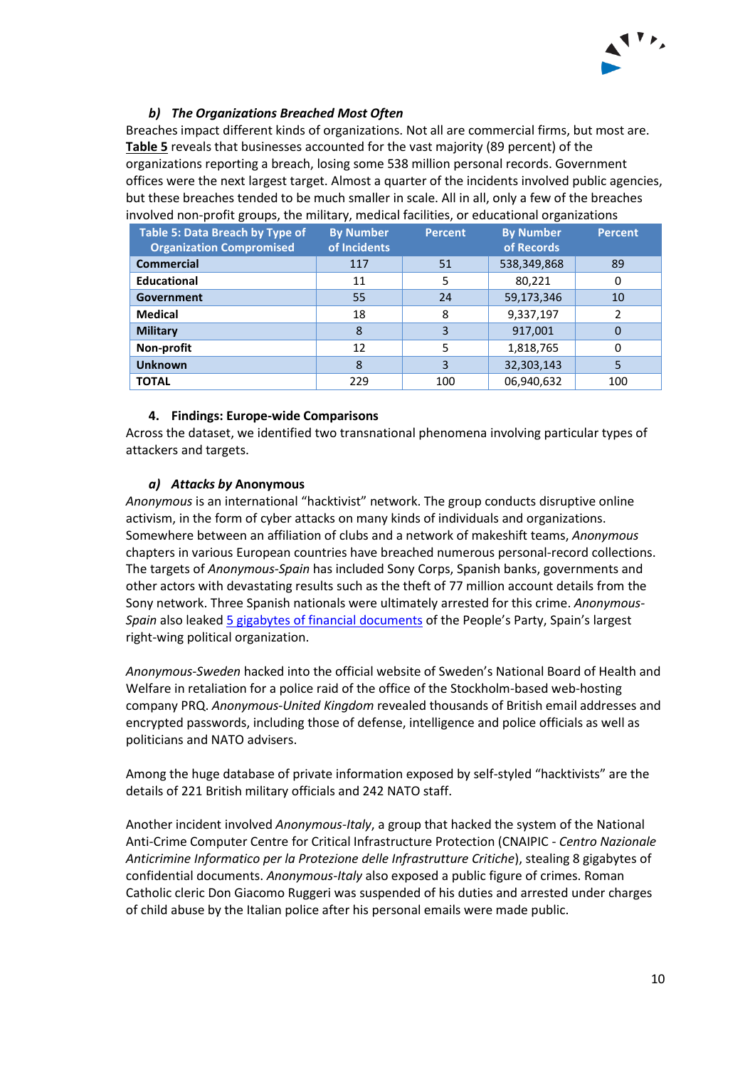#### b) *The Organizations Breached Most Often*

Breaches impact different kinds of organizations. Not all are commercial firms, but most are. **Table 5** reveals that businesses accounted for the vast majority (89 percent) of the organizations reporting a breach, losing some 538 million personal records. Government offices were the next largest target. Almost a quarter of the incidents involved public agencies, but these breaches tended to be much smaller in scale. All in all, only a few of the breaches involved non-profit groups, the military, medical facilities, or educational organizations

| Table 5: Data Breach by Type of Organization Compromised | By Number of Incidents | Percent | By Number of Records | Percent |
|---|---|---|---|---|
| **Commercial** | 117 | 51 | 538,349,868 | 89 |
| **Educational** | 11 | 5 | 80,221 | 0 |
| **Government** | 55 | 24 | 59,173,346 | 10 |
| **Medical** | 18 | 8 | 9,337,197 | 2 |
| **Military** | 8 | 3 | 917,001 | 0 |
| **Non-profit** | 12 | 5 | 1,818,765 | 0 |
| **Unknown** | 8 | 3 | 32,303,143 | 5 |
| **TOTAL** | 229 | 100 | 06,940,632 | 100 |

### 4. Findings: Europe-wide Comparisons

Across the dataset, we identified two transnational phenomena involving particular types of attackers and targets.

#### a) *Attacks by* Anonymous

*Anonymous* is an international "hacktivist" network. The group conducts disruptive online activism, in the form of cyber attacks on many kinds of individuals and organizations. Somewhere between an affiliation of clubs and a network of makeshift teams, *Anonymous* chapters in various European countries have breached numerous personal-record collections. The targets of *Anonymous-Spain* has included Sony Corps, Spanish banks, governments and other actors with devastating results such as the theft of 77 million account details from the Sony network. Three Spanish nationals were ultimately arrested for this crime. *Anonymous-Spain* also leaked 5 gigabytes of financial documents of the People's Party, Spain's largest right-wing political organization.

*Anonymous-Sweden* hacked into the official website of Sweden's National Board of Health and Welfare in retaliation for a police raid of the office of the Stockholm-based web-hosting company PRQ. *Anonymous-United Kingdom* revealed thousands of British email addresses and encrypted passwords, including those of defense, intelligence and police officials as well as politicians and NATO advisers.

Among the huge database of private information exposed by self-styled "hacktivists" are the details of 221 British military officials and 242 NATO staff.

Another incident involved *Anonymous-Italy*, a group that hacked the system of the National Anti-Crime Computer Centre for Critical Infrastructure Protection (CNAIPIC - *Centro Nazionale Anticrimine Informatico per la Protezione delle Infrastrutture Critiche*), stealing 8 gigabytes of confidential documents. *Anonymous-Italy* also exposed a public figure of crimes. Roman Catholic cleric Don Giacomo Ruggeri was suspended of his duties and arrested under charges of child abuse by the Italian police after his personal emails were made public.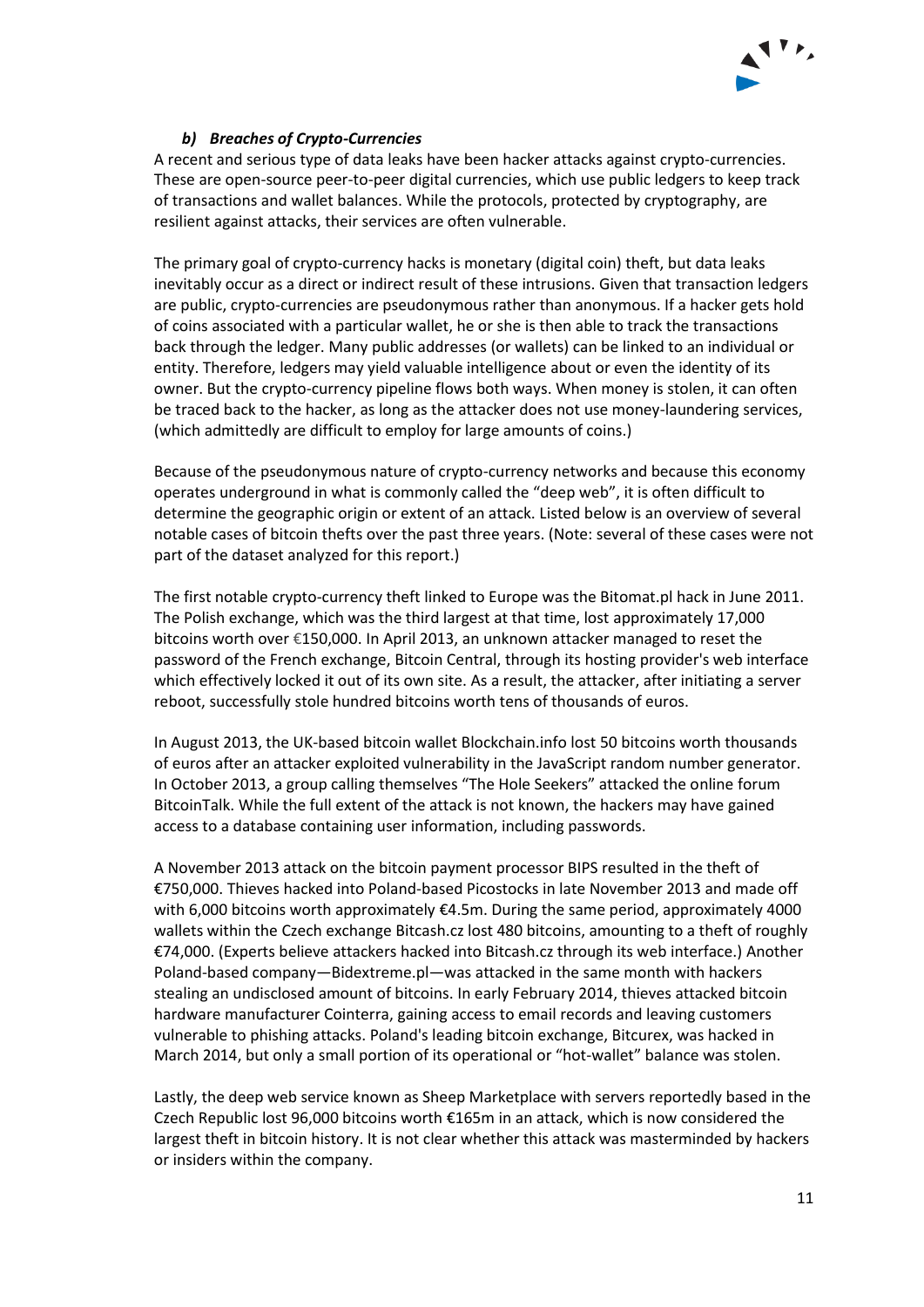#### *b) Breaches of Crypto-Currencies*

A recent and serious type of data leaks have been hacker attacks against crypto-currencies. These are open-source peer-to-peer digital currencies, which use public ledgers to keep track of transactions and wallet balances. While the protocols, protected by cryptography, are resilient against attacks, their services are often vulnerable.

The primary goal of crypto-currency hacks is monetary (digital coin) theft, but data leaks inevitably occur as a direct or indirect result of these intrusions. Given that transaction ledgers are public, crypto-currencies are pseudonymous rather than anonymous. If a hacker gets hold of coins associated with a particular wallet, he or she is then able to track the transactions back through the ledger. Many public addresses (or wallets) can be linked to an individual or entity. Therefore, ledgers may yield valuable intelligence about or even the identity of its owner. But the crypto-currency pipeline flows both ways. When money is stolen, it can often be traced back to the hacker, as long as the attacker does not use money-laundering services, (which admittedly are difficult to employ for large amounts of coins.)

Because of the pseudonymous nature of crypto-currency networks and because this economy operates underground in what is commonly called the "deep web", it is often difficult to determine the geographic origin or extent of an attack. Listed below is an overview of several notable cases of bitcoin thefts over the past three years. (Note: several of these cases were not part of the dataset analyzed for this report.)

The first notable crypto-currency theft linked to Europe was the Bitomat.pl hack in June 2011. The Polish exchange, which was the third largest at that time, lost approximately 17,000 bitcoins worth over €150,000. In April 2013, an unknown attacker managed to reset the password of the French exchange, Bitcoin Central, through its hosting provider's web interface which effectively locked it out of its own site. As a result, the attacker, after initiating a server reboot, successfully stole hundred bitcoins worth tens of thousands of euros.

In August 2013, the UK-based bitcoin wallet Blockchain.info lost 50 bitcoins worth thousands of euros after an attacker exploited vulnerability in the JavaScript random number generator. In October 2013, a group calling themselves "The Hole Seekers" attacked the online forum BitcoinTalk. While the full extent of the attack is not known, the hackers may have gained access to a database containing user information, including passwords.

A November 2013 attack on the bitcoin payment processor BIPS resulted in the theft of €750,000. Thieves hacked into Poland-based Picostocks in late November 2013 and made off with 6,000 bitcoins worth approximately €4.5m. During the same period, approximately 4000 wallets within the Czech exchange Bitcash.cz lost 480 bitcoins, amounting to a theft of roughly €74,000. (Experts believe attackers hacked into Bitcash.cz through its web interface.) Another Poland-based company—Bidextreme.pl—was attacked in the same month with hackers stealing an undisclosed amount of bitcoins. In early February 2014, thieves attacked bitcoin hardware manufacturer Cointerra, gaining access to email records and leaving customers vulnerable to phishing attacks. Poland's leading bitcoin exchange, Bitcurex, was hacked in March 2014, but only a small portion of its operational or "hot-wallet" balance was stolen.

Lastly, the deep web service known as Sheep Marketplace with servers reportedly based in the Czech Republic lost 96,000 bitcoins worth €165m in an attack, which is now considered the largest theft in bitcoin history. It is not clear whether this attack was masterminded by hackers or insiders within the company.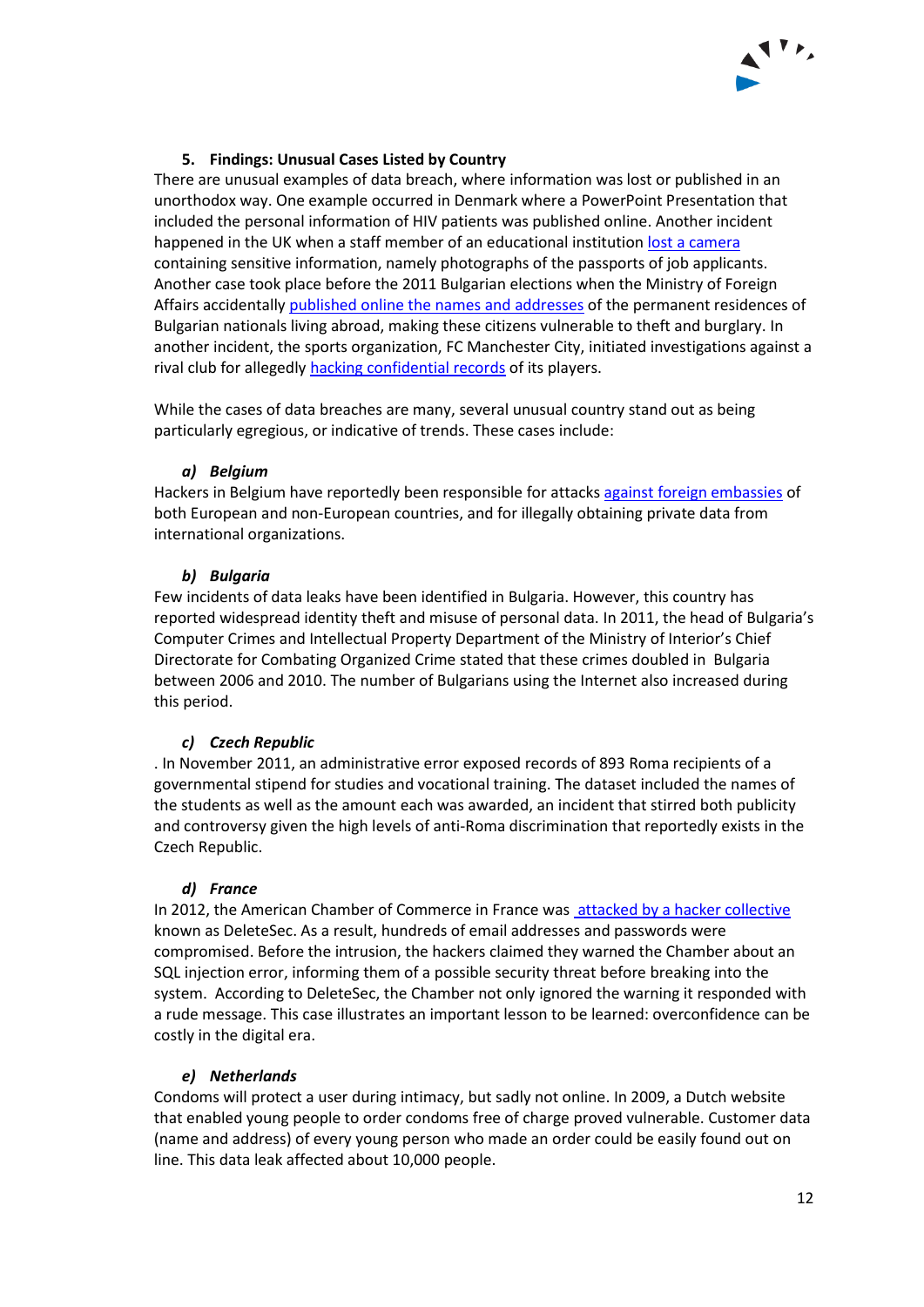## 5. Findings: Unusual Cases Listed by Country

There are unusual examples of data breach, where information was lost or published in an unorthodox way. One example occurred in Denmark where a PowerPoint Presentation that included the personal information of HIV patients was published online. Another incident happened in the UK when a staff member of an educational institution lost a camera containing sensitive information, namely photographs of the passports of job applicants. Another case took place before the 2011 Bulgarian elections when the Ministry of Foreign Affairs accidentally published online the names and addresses of the permanent residences of Bulgarian nationals living abroad, making these citizens vulnerable to theft and burglary. In another incident, the sports organization, FC Manchester City, initiated investigations against a rival club for allegedly hacking confidential records of its players.

While the cases of data breaches are many, several unusual country stand out as being particularly egregious, or indicative of trends. These cases include:

### *a) Belgium*

Hackers in Belgium have reportedly been responsible for attacks against foreign embassies of both European and non-European countries, and for illegally obtaining private data from international organizations.

### *b) Bulgaria*

Few incidents of data leaks have been identified in Bulgaria. However, this country has reported widespread identity theft and misuse of personal data. In 2011, the head of Bulgaria's Computer Crimes and Intellectual Property Department of the Ministry of Interior's Chief Directorate for Combating Organized Crime stated that these crimes doubled in Bulgaria between 2006 and 2010. The number of Bulgarians using the Internet also increased during this period.

### *c) Czech Republic*

. In November 2011, an administrative error exposed records of 893 Roma recipients of a governmental stipend for studies and vocational training. The dataset included the names of the students as well as the amount each was awarded, an incident that stirred both publicity and controversy given the high levels of anti-Roma discrimination that reportedly exists in the Czech Republic.

### *d) France*

In 2012, the American Chamber of Commerce in France was attacked by a hacker collective known as DeleteSec. As a result, hundreds of email addresses and passwords were compromised. Before the intrusion, the hackers claimed they warned the Chamber about an SQL injection error, informing them of a possible security threat before breaking into the system. According to DeleteSec, the Chamber not only ignored the warning it responded with a rude message. This case illustrates an important lesson to be learned: overconfidence can be costly in the digital era.

### *e) Netherlands*

Condoms will protect a user during intimacy, but sadly not online. In 2009, a Dutch website that enabled young people to order condoms free of charge proved vulnerable. Customer data (name and address) of every young person who made an order could be easily found out on line. This data leak affected about 10,000 people.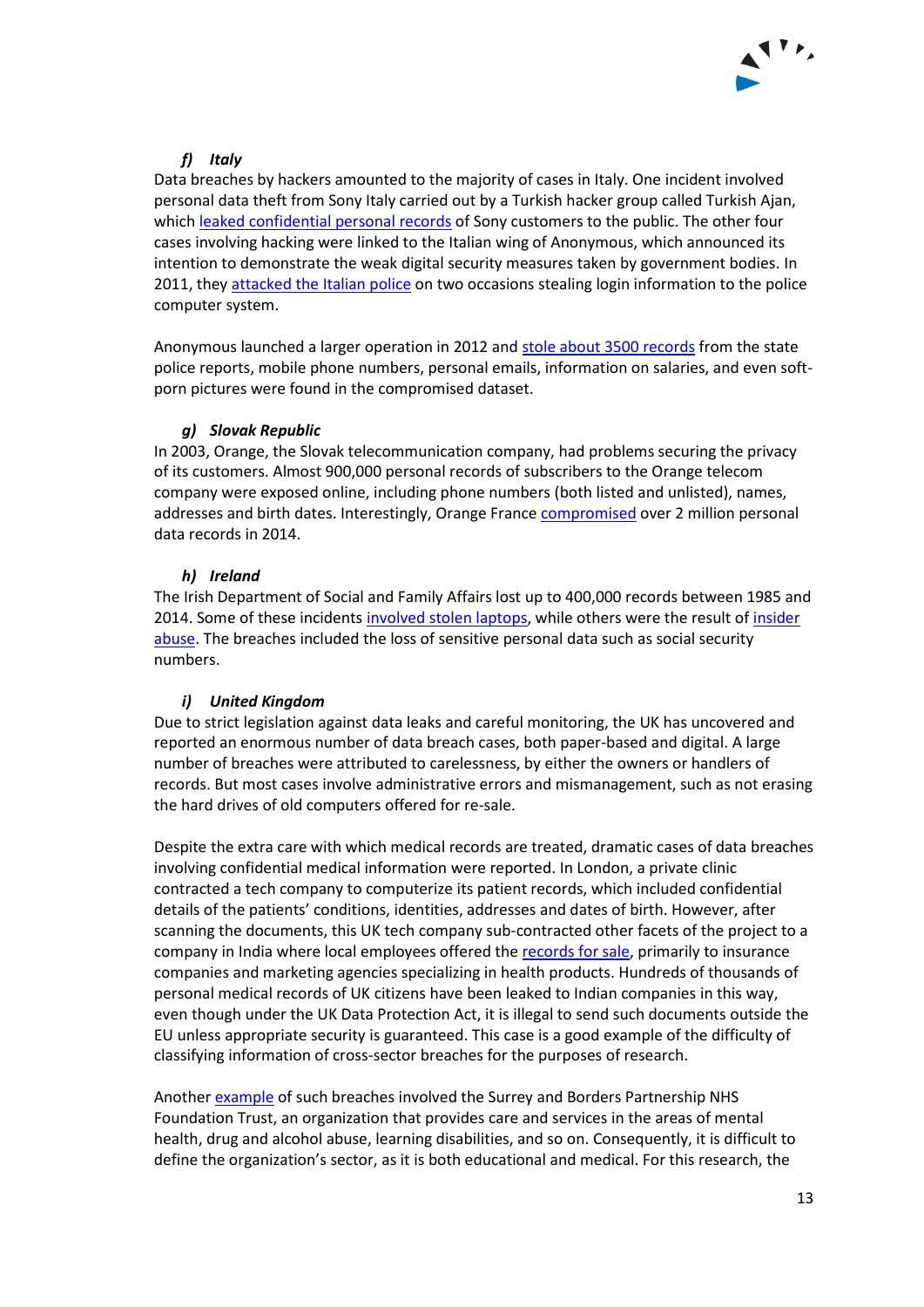### *f) Italy*

Data breaches by hackers amounted to the majority of cases in Italy. One incident involved personal data theft from Sony Italy carried out by a Turkish hacker group called Turkish Ajan, which leaked confidential personal records of Sony customers to the public. The other four cases involving hacking were linked to the Italian wing of Anonymous, which announced its intention to demonstrate the weak digital security measures taken by government bodies. In 2011, they attacked the Italian police on two occasions stealing login information to the police computer system.

Anonymous launched a larger operation in 2012 and stole about 3500 records from the state police reports, mobile phone numbers, personal emails, information on salaries, and even soft-porn pictures were found in the compromised dataset.

### *g) Slovak Republic*

In 2003, Orange, the Slovak telecommunication company, had problems securing the privacy of its customers. Almost 900,000 personal records of subscribers to the Orange telecom company were exposed online, including phone numbers (both listed and unlisted), names, addresses and birth dates. Interestingly, Orange France compromised over 2 million personal data records in 2014.

### *h) Ireland*

The Irish Department of Social and Family Affairs lost up to 400,000 records between 1985 and 2014. Some of these incidents involved stolen laptops, while others were the result of insider abuse. The breaches included the loss of sensitive personal data such as social security numbers.

### *i) United Kingdom*

Due to strict legislation against data leaks and careful monitoring, the UK has uncovered and reported an enormous number of data breach cases, both paper-based and digital. A large number of breaches were attributed to carelessness, by either the owners or handlers of records. But most cases involve administrative errors and mismanagement, such as not erasing the hard drives of old computers offered for re-sale.

Despite the extra care with which medical records are treated, dramatic cases of data breaches involving confidential medical information were reported. In London, a private clinic contracted a tech company to computerize its patient records, which included confidential details of the patients' conditions, identities, addresses and dates of birth. However, after scanning the documents, this UK tech company sub-contracted other facets of the project to a company in India where local employees offered the records for sale, primarily to insurance companies and marketing agencies specializing in health products. Hundreds of thousands of personal medical records of UK citizens have been leaked to Indian companies in this way, even though under the UK Data Protection Act, it is illegal to send such documents outside the EU unless appropriate security is guaranteed. This case is a good example of the difficulty of classifying information of cross-sector breaches for the purposes of research.

Another example of such breaches involved the Surrey and Borders Partnership NHS Foundation Trust, an organization that provides care and services in the areas of mental health, drug and alcohol abuse, learning disabilities, and so on. Consequently, it is difficult to define the organization's sector, as it is both educational and medical. For this research, the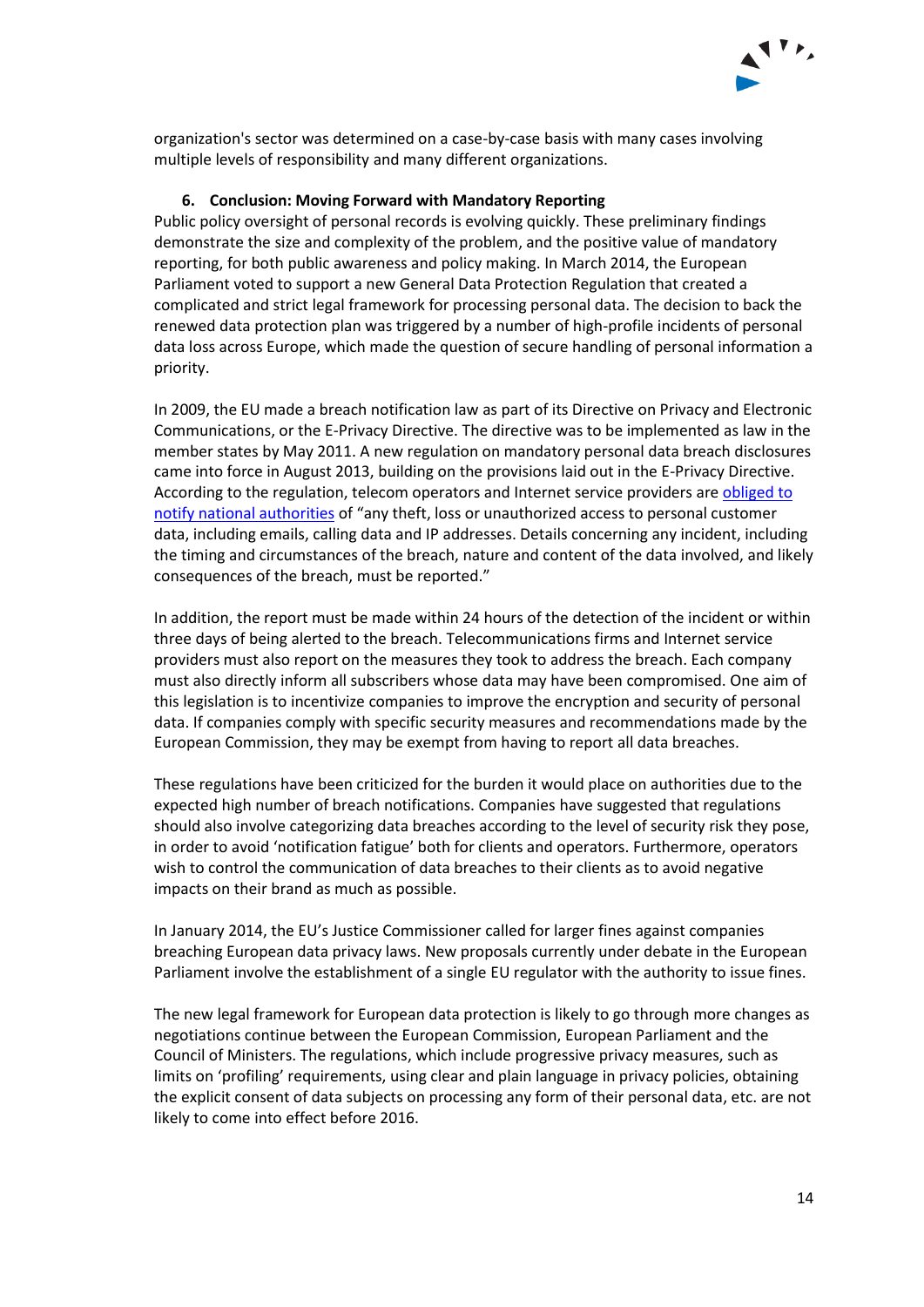organization's sector was determined on a case-by-case basis with many cases involving multiple levels of responsibility and many different organizations.

## 6. Conclusion: Moving Forward with Mandatory Reporting

Public policy oversight of personal records is evolving quickly. These preliminary findings demonstrate the size and complexity of the problem, and the positive value of mandatory reporting, for both public awareness and policy making. In March 2014, the European Parliament voted to support a new General Data Protection Regulation that created a complicated and strict legal framework for processing personal data. The decision to back the renewed data protection plan was triggered by a number of high-profile incidents of personal data loss across Europe, which made the question of secure handling of personal information a priority.

In 2009, the EU made a breach notification law as part of its Directive on Privacy and Electronic Communications, or the E-Privacy Directive. The directive was to be implemented as law in the member states by May 2011. A new regulation on mandatory personal data breach disclosures came into force in August 2013, building on the provisions laid out in the E-Privacy Directive. According to the regulation, telecom operators and Internet service providers are obliged to notify national authorities of "any theft, loss or unauthorized access to personal customer data, including emails, calling data and IP addresses. Details concerning any incident, including the timing and circumstances of the breach, nature and content of the data involved, and likely consequences of the breach, must be reported."

In addition, the report must be made within 24 hours of the detection of the incident or within three days of being alerted to the breach. Telecommunications firms and Internet service providers must also report on the measures they took to address the breach. Each company must also directly inform all subscribers whose data may have been compromised. One aim of this legislation is to incentivize companies to improve the encryption and security of personal data. If companies comply with specific security measures and recommendations made by the European Commission, they may be exempt from having to report all data breaches.

These regulations have been criticized for the burden it would place on authorities due to the expected high number of breach notifications. Companies have suggested that regulations should also involve categorizing data breaches according to the level of security risk they pose, in order to avoid 'notification fatigue' both for clients and operators. Furthermore, operators wish to control the communication of data breaches to their clients as to avoid negative impacts on their brand as much as possible.

In January 2014, the EU's Justice Commissioner called for larger fines against companies breaching European data privacy laws. New proposals currently under debate in the European Parliament involve the establishment of a single EU regulator with the authority to issue fines.

The new legal framework for European data protection is likely to go through more changes as negotiations continue between the European Commission, European Parliament and the Council of Ministers. The regulations, which include progressive privacy measures, such as limits on 'profiling' requirements, using clear and plain language in privacy policies, obtaining the explicit consent of data subjects on processing any form of their personal data, etc. are not likely to come into effect before 2016.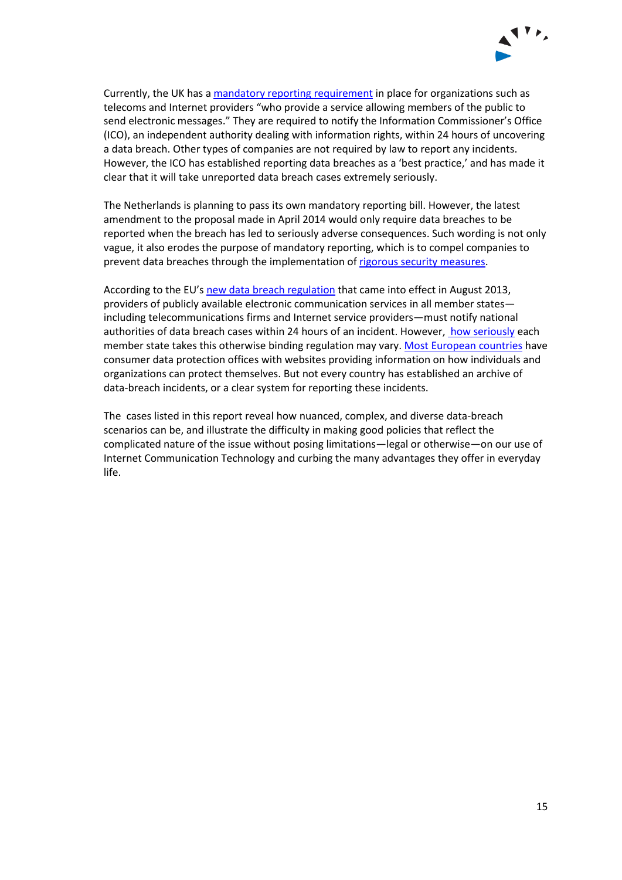Currently, the UK has a mandatory reporting requirement in place for organizations such as telecoms and Internet providers "who provide a service allowing members of the public to send electronic messages." They are required to notify the Information Commissioner's Office (ICO), an independent authority dealing with information rights, within 24 hours of uncovering a data breach. Other types of companies are not required by law to report any incidents. However, the ICO has established reporting data breaches as a 'best practice,' and has made it clear that it will take unreported data breach cases extremely seriously.

The Netherlands is planning to pass its own mandatory reporting bill. However, the latest amendment to the proposal made in April 2014 would only require data breaches to be reported when the breach has led to seriously adverse consequences. Such wording is not only vague, it also erodes the purpose of mandatory reporting, which is to compel companies to prevent data breaches through the implementation of rigorous security measures.

According to the EU's new data breach regulation that came into effect in August 2013, providers of publicly available electronic communication services in all member states—including telecommunications firms and Internet service providers—must notify national authorities of data breach cases within 24 hours of an incident. However, how seriously each member state takes this otherwise binding regulation may vary. Most European countries have consumer data protection offices with websites providing information on how individuals and organizations can protect themselves. But not every country has established an archive of data-breach incidents, or a clear system for reporting these incidents.

The cases listed in this report reveal how nuanced, complex, and diverse data-breach scenarios can be, and illustrate the difficulty in making good policies that reflect the complicated nature of the issue without posing limitations—legal or otherwise—on our use of Internet Communication Technology and curbing the many advantages they offer in everyday life.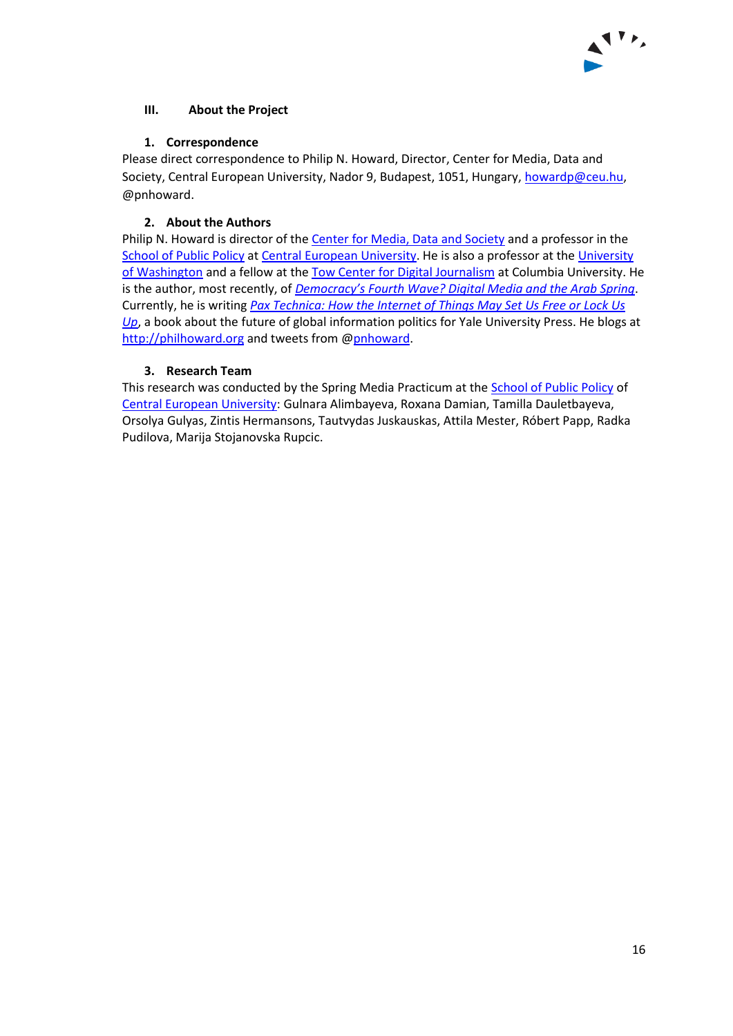## III. About the Project

### 1. Correspondence

Please direct correspondence to Philip N. Howard, Director, Center for Media, Data and Society, Central European University, Nador 9, Budapest, 1051, Hungary, howardp@ceu.hu, @pnhoward.

### 2. About the Authors

Philip N. Howard is director of the Center for Media, Data and Society and a professor in the School of Public Policy at Central European University. He is also a professor at the University of Washington and a fellow at the Tow Center for Digital Journalism at Columbia University. He is the author, most recently, of *Democracy's Fourth Wave? Digital Media and the Arab Spring*. Currently, he is writing *Pax Technica: How the Internet of Things May Set Us Free or Lock Us Up*, a book about the future of global information politics for Yale University Press. He blogs at http://philhoward.org and tweets from @pnhoward.

### 3. Research Team

This research was conducted by the Spring Media Practicum at the School of Public Policy of Central European University: Gulnara Alimbayeva, Roxana Damian, Tamilla Dauletbayeva, Orsolya Gulyas, Zintis Hermansons, Tautvydas Juskauskas, Attila Mester, Róbert Papp, Radka Pudilova, Marija Stojanovska Rupcic.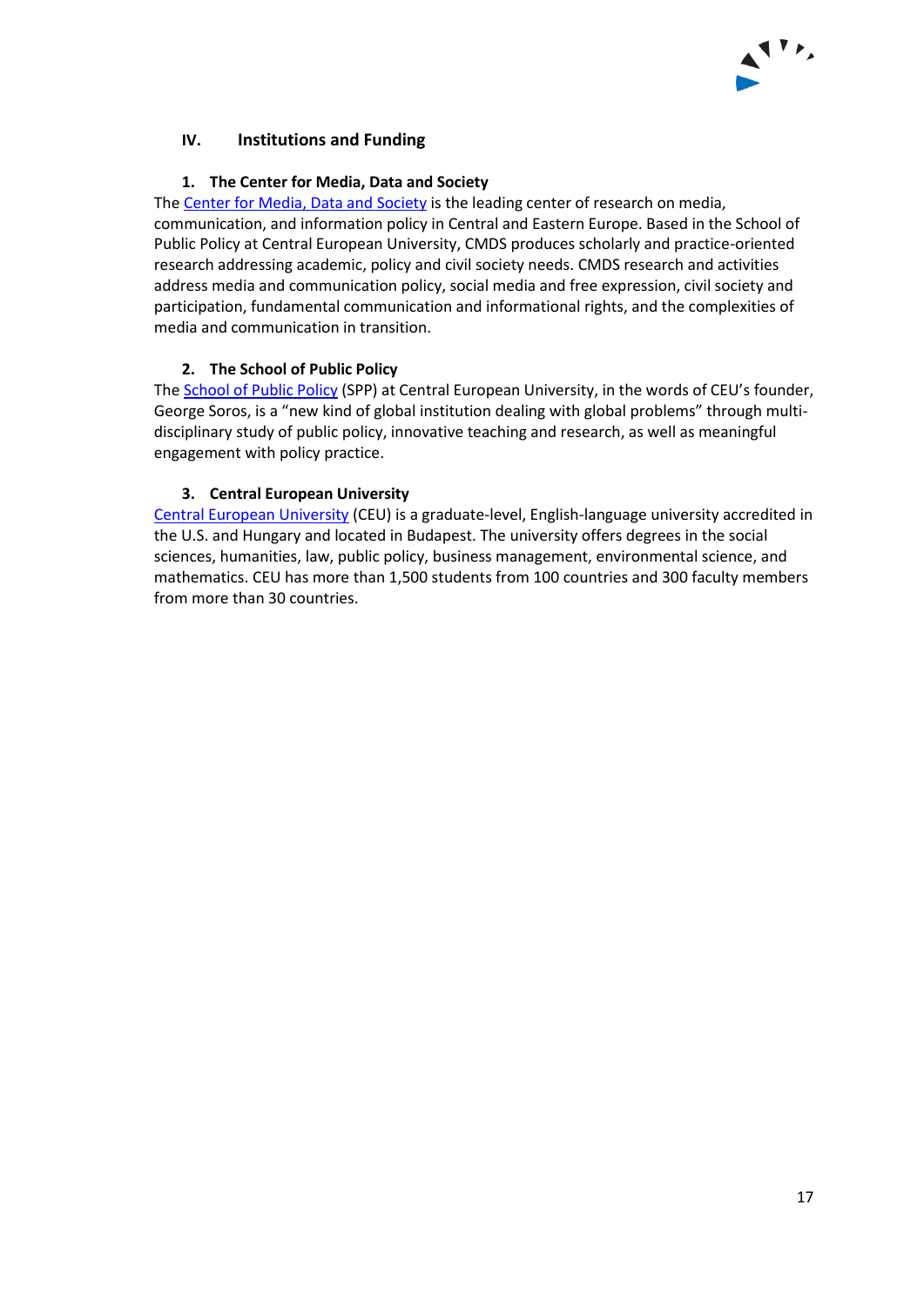## IV. Institutions and Funding

### 1. The Center for Media, Data and Society

The Center for Media, Data and Society is the leading center of research on media, communication, and information policy in Central and Eastern Europe. Based in the School of Public Policy at Central European University, CMDS produces scholarly and practice-oriented research addressing academic, policy and civil society needs. CMDS research and activities address media and communication policy, social media and free expression, civil society and participation, fundamental communication and informational rights, and the complexities of media and communication in transition.

### 2. The School of Public Policy

The School of Public Policy (SPP) at Central European University, in the words of CEU's founder, George Soros, is a "new kind of global institution dealing with global problems" through multi-disciplinary study of public policy, innovative teaching and research, as well as meaningful engagement with policy practice.

### 3. Central European University

Central European University (CEU) is a graduate-level, English-language university accredited in the U.S. and Hungary and located in Budapest. The university offers degrees in the social sciences, humanities, law, public policy, business management, environmental science, and mathematics. CEU has more than 1,500 students from 100 countries and 300 faculty members from more than 30 countries.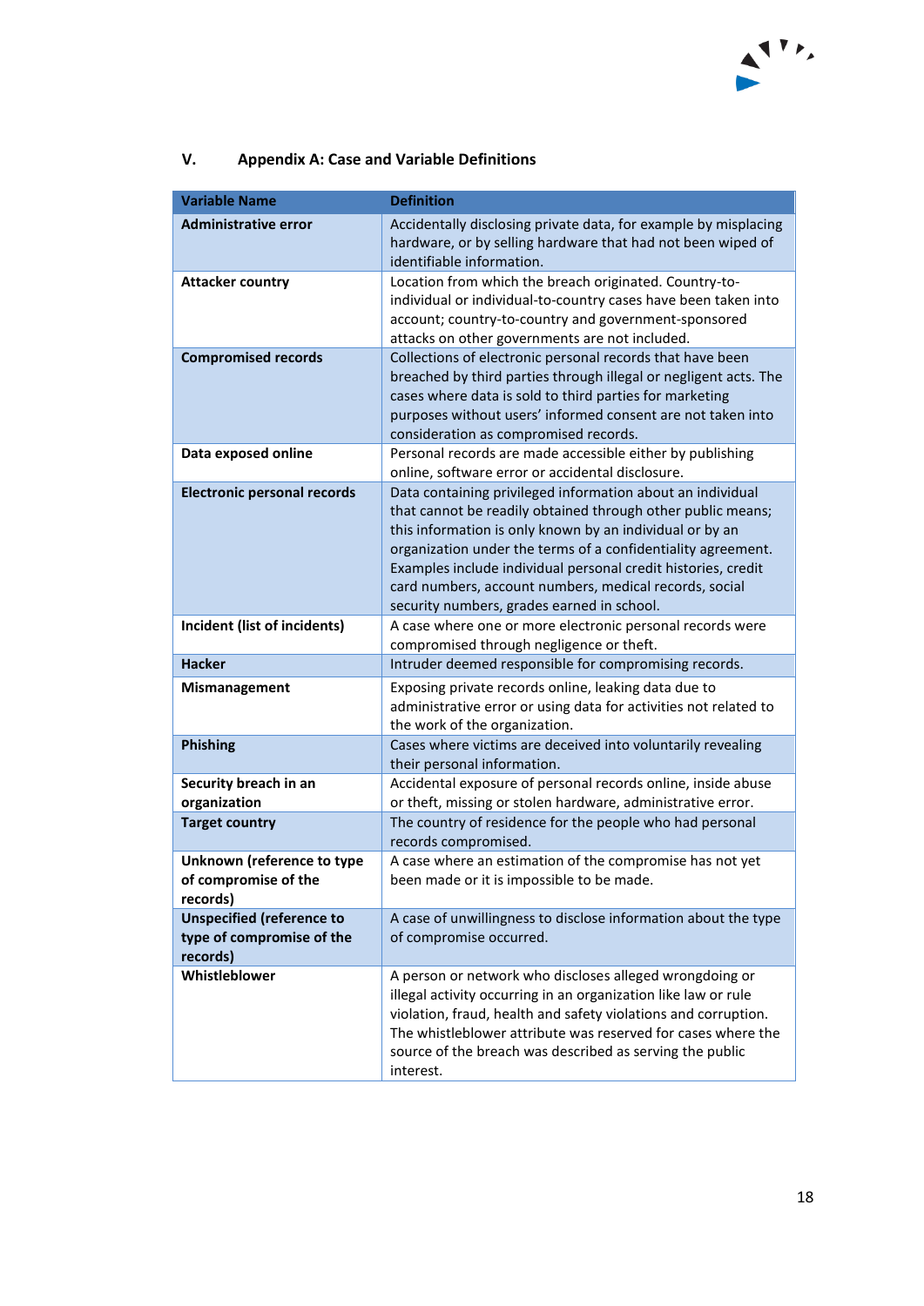## V. Appendix A: Case and Variable Definitions

| Variable Name | Definition |
|---|---|
| **Administrative error** | Accidentally disclosing private data, for example by misplacing hardware, or by selling hardware that had not been wiped of identifiable information. |
| **Attacker country** | Location from which the breach originated. Country-to-individual or individual-to-country cases have been taken into account; country-to-country and government-sponsored attacks on other governments are not included. |
| **Compromised records** | Collections of electronic personal records that have been breached by third parties through illegal or negligent acts. The cases where data is sold to third parties for marketing purposes without users' informed consent are not taken into consideration as compromised records. |
| **Data exposed online** | Personal records are made accessible either by publishing online, software error or accidental disclosure. |
| **Electronic personal records** | Data containing privileged information about an individual that cannot be readily obtained through other public means; this information is only known by an individual or by an organization under the terms of a confidentiality agreement. Examples include individual personal credit histories, credit card numbers, account numbers, medical records, social security numbers, grades earned in school. |
| **Incident (list of incidents)** | A case where one or more electronic personal records were compromised through negligence or theft. |
| **Hacker** | Intruder deemed responsible for compromising records. |
| **Mismanagement** | Exposing private records online, leaking data due to administrative error or using data for activities not related to the work of the organization. |
| **Phishing** | Cases where victims are deceived into voluntarily revealing their personal information. |
| **Security breach in an organization** | Accidental exposure of personal records online, inside abuse or theft, missing or stolen hardware, administrative error. |
| **Target country** | The country of residence for the people who had personal records compromised. |
| **Unknown (reference to type of compromise of the records)** | A case where an estimation of the compromise has not yet been made or it is impossible to be made. |
| **Unspecified (reference to type of compromise of the records)** | A case of unwillingness to disclose information about the type of compromise occurred. |
| **Whistleblower** | A person or network who discloses alleged wrongdoing or illegal activity occurring in an organization like law or rule violation, fraud, health and safety violations and corruption. The whistleblower attribute was reserved for cases where the source of the breach was described as serving the public interest. |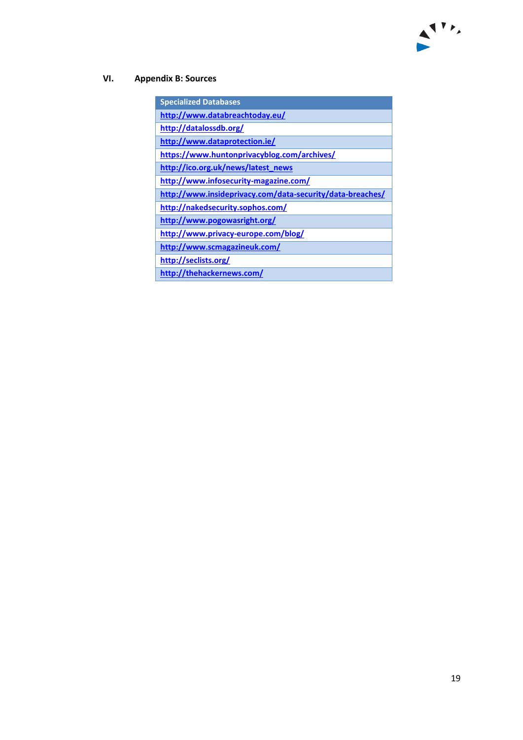## VI. Appendix B: Sources

| Specialized Databases |
| --- |
| http://www.databreachtoday.eu/ |
| http://datalossdb.org/ |
| http://www.dataprotection.ie/ |
| https://www.huntonprivacyblog.com/archives/ |
| http://ico.org.uk/news/latest_news |
| http://www.infosecurity-magazine.com/ |
| http://www.insideprivacy.com/data-security/data-breaches/ |
| http://nakedsecurity.sophos.com/ |
| http://www.pogowasright.org/ |
| http://www.privacy-europe.com/blog/ |
| http://www.scmagazineuk.com/ |
| http://seclists.org/ |
| http://thehackernews.com/ |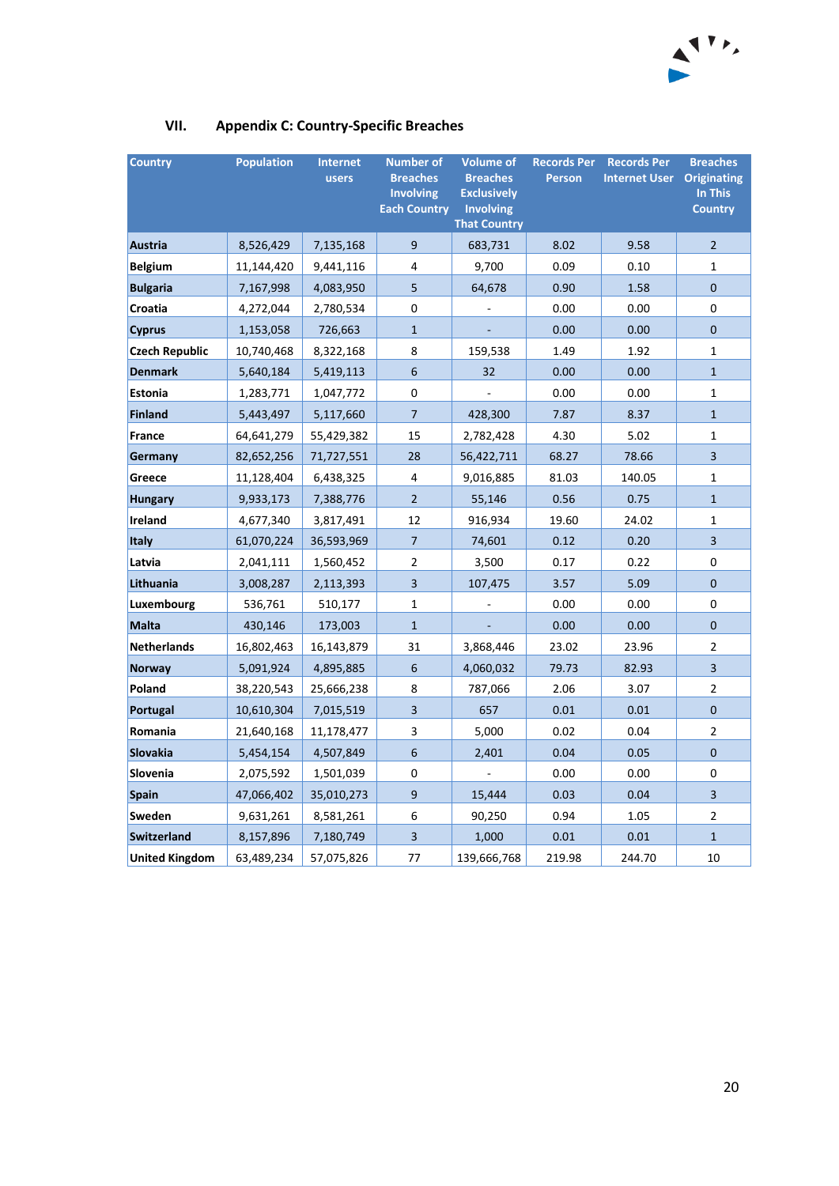# VII. Appendix C: Country-Specific Breaches

| Country | Population | Internet users | Number of Breaches Involving Each Country | Volume of Breaches Exclusively Involving That Country | Records Per Person | Records Per Internet User | Breaches Originating In This Country |
|---|---|---|---|---|---|---|---|
| **Austria** | 8,526,429 | 7,135,168 | 9 | 683,731 | 8.02 | 9.58 | 2 |
| **Belgium** | 11,144,420 | 9,441,116 | 4 | 9,700 | 0.09 | 0.10 | 1 |
| **Bulgaria** | 7,167,998 | 4,083,950 | 5 | 64,678 | 0.90 | 1.58 | 0 |
| **Croatia** | 4,272,044 | 2,780,534 | 0 | - | 0.00 | 0.00 | 0 |
| **Cyprus** | 1,153,058 | 726,663 | 1 | - | 0.00 | 0.00 | 0 |
| **Czech Republic** | 10,740,468 | 8,322,168 | 8 | 159,538 | 1.49 | 1.92 | 1 |
| **Denmark** | 5,640,184 | 5,419,113 | 6 | 32 | 0.00 | 0.00 | 1 |
| **Estonia** | 1,283,771 | 1,047,772 | 0 | - | 0.00 | 0.00 | 1 |
| **Finland** | 5,443,497 | 5,117,660 | 7 | 428,300 | 7.87 | 8.37 | 1 |
| **France** | 64,641,279 | 55,429,382 | 15 | 2,782,428 | 4.30 | 5.02 | 1 |
| **Germany** | 82,652,256 | 71,727,551 | 28 | 56,422,711 | 68.27 | 78.66 | 3 |
| **Greece** | 11,128,404 | 6,438,325 | 4 | 9,016,885 | 81.03 | 140.05 | 1 |
| **Hungary** | 9,933,173 | 7,388,776 | 2 | 55,146 | 0.56 | 0.75 | 1 |
| **Ireland** | 4,677,340 | 3,817,491 | 12 | 916,934 | 19.60 | 24.02 | 1 |
| **Italy** | 61,070,224 | 36,593,969 | 7 | 74,601 | 0.12 | 0.20 | 3 |
| **Latvia** | 2,041,111 | 1,560,452 | 2 | 3,500 | 0.17 | 0.22 | 0 |
| **Lithuania** | 3,008,287 | 2,113,393 | 3 | 107,475 | 3.57 | 5.09 | 0 |
| **Luxembourg** | 536,761 | 510,177 | 1 | - | 0.00 | 0.00 | 0 |
| **Malta** | 430,146 | 173,003 | 1 | - | 0.00 | 0.00 | 0 |
| **Netherlands** | 16,802,463 | 16,143,879 | 31 | 3,868,446 | 23.02 | 23.96 | 2 |
| **Norway** | 5,091,924 | 4,895,885 | 6 | 4,060,032 | 79.73 | 82.93 | 3 |
| **Poland** | 38,220,543 | 25,666,238 | 8 | 787,066 | 2.06 | 3.07 | 2 |
| **Portugal** | 10,610,304 | 7,015,519 | 3 | 657 | 0.01 | 0.01 | 0 |
| **Romania** | 21,640,168 | 11,178,477 | 3 | 5,000 | 0.02 | 0.04 | 2 |
| **Slovakia** | 5,454,154 | 4,507,849 | 6 | 2,401 | 0.04 | 0.05 | 0 |
| **Slovenia** | 2,075,592 | 1,501,039 | 0 | - | 0.00 | 0.00 | 0 |
| **Spain** | 47,066,402 | 35,010,273 | 9 | 15,444 | 0.03 | 0.04 | 3 |
| **Sweden** | 9,631,261 | 8,581,261 | 6 | 90,250 | 0.94 | 1.05 | 2 |
| **Switzerland** | 8,157,896 | 7,180,749 | 3 | 1,000 | 0.01 | 0.01 | 1 |
| **United Kingdom** | 63,489,234 | 57,075,826 | 77 | 139,666,768 | 219.98 | 244.70 | 10 |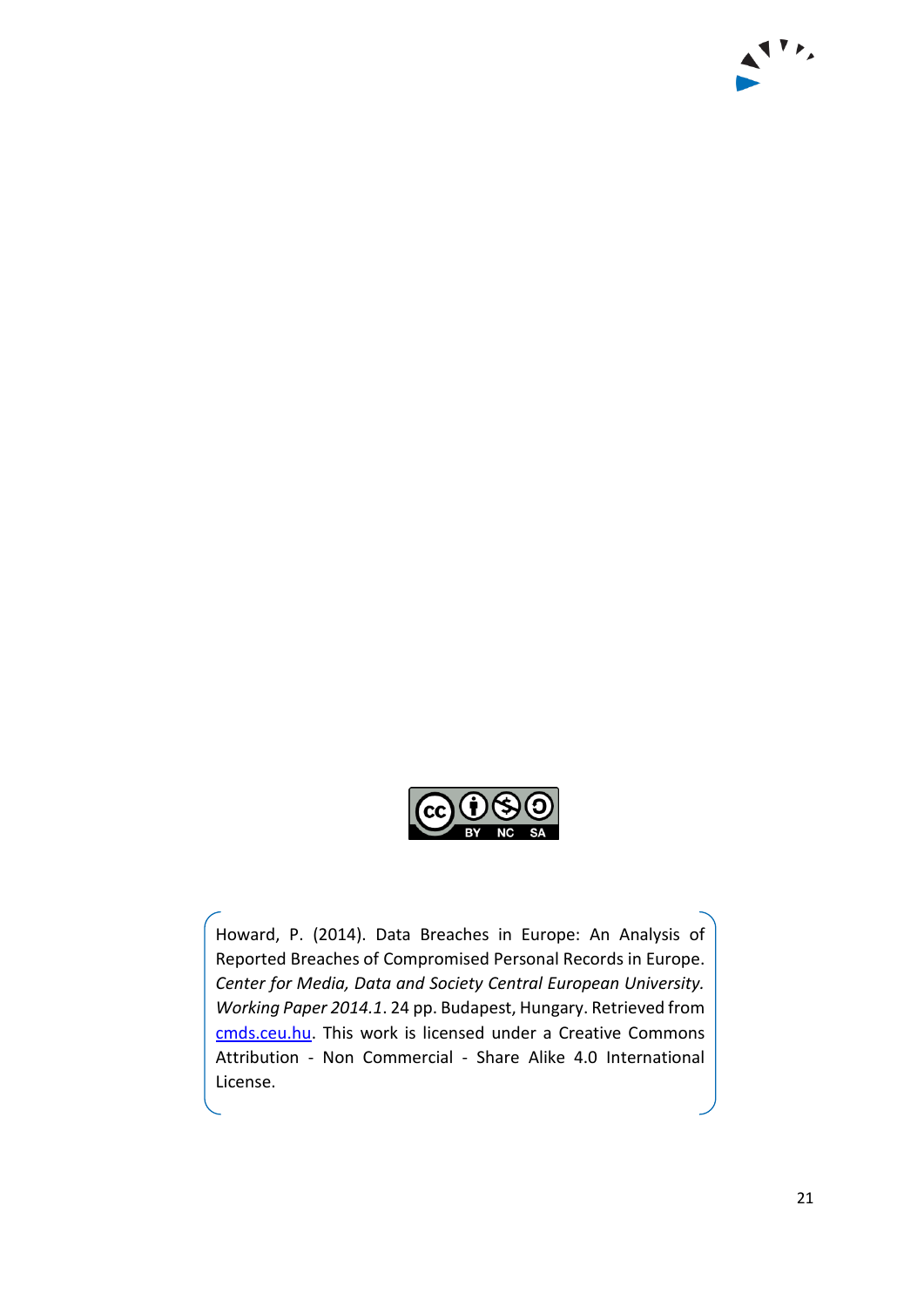Howard, P. (2014). Data Breaches in Europe: An Analysis of Reported Breaches of Compromised Personal Records in Europe. *Center for Media, Data and Society Central European University. Working Paper 2014.1*. 24 pp. Budapest, Hungary. Retrieved from [cmds.ceu.hu](cmds.ceu.hu). This work is licensed under a Creative Commons Attribution - Non Commercial - Share Alike 4.0 International License.